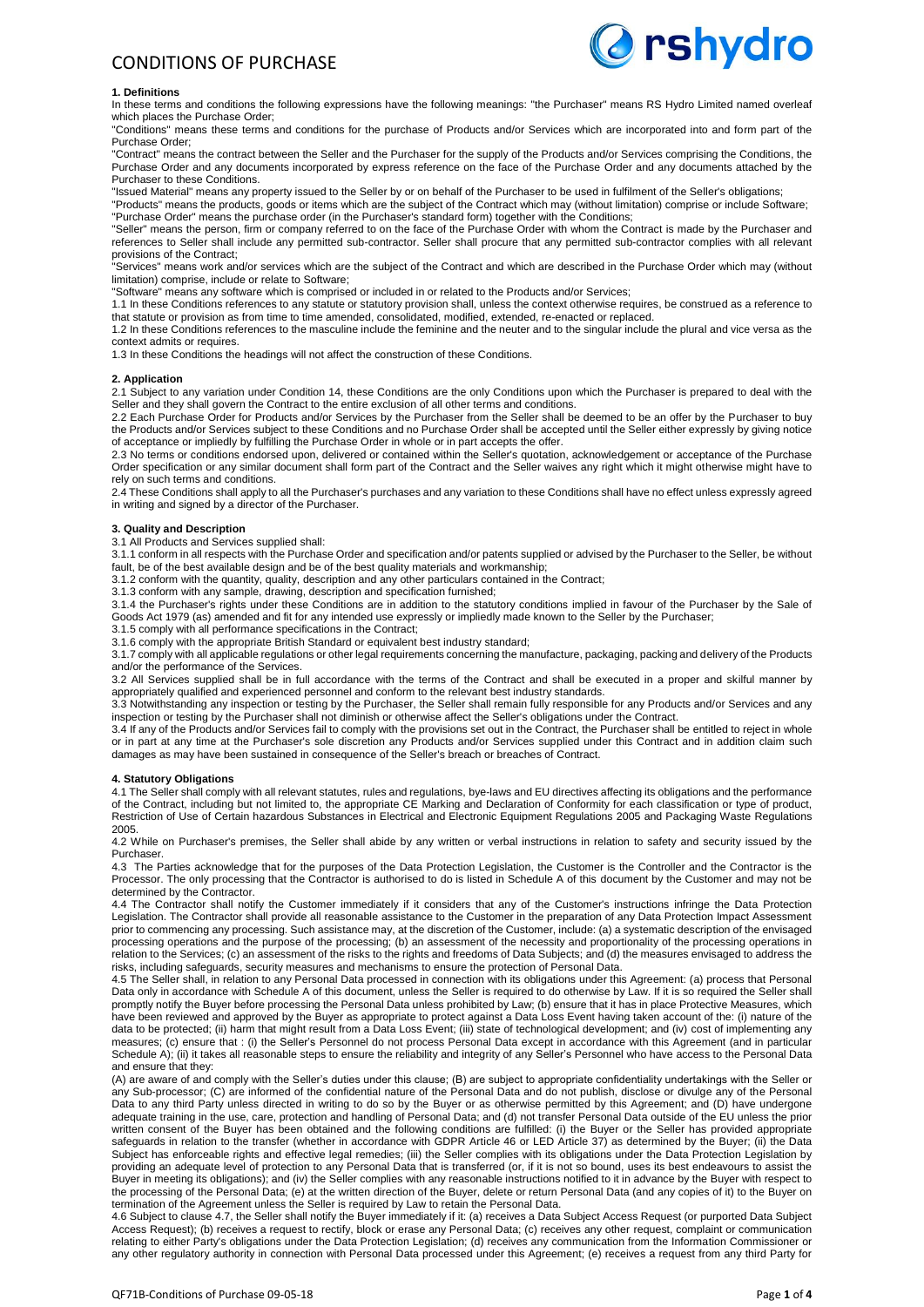# CONDITIONS OF PURCHASE

### 1. Definitions

In these terms and conditions the following expressions have the following meanings: "the Purchaser" means RS Hydro Limited named overleaf which places the Purchase Order;

"Conditions" means these terms and conditions for the purchase of Products and/or Services which are incorporated into and form part of the Purchase Order;

"Contract" means the contract between the Seller and the Purchaser for the supply of the Products and/or Services comprising the Conditions, the Purchase Order and any documents incorporated by express reference on the face of the Purchase Order and any documents attached by the Purchaser to these Conditions.

"Issued Material" means any property issued to the Seller by or on behalf of the Purchaser to be used in fulfilment of the Seller's obligations;

"Products" means the products, goods or items which are the subject of the Contract which may (without limitation) comprise or include Software;

"Purchase Order" means the purchase order (in the Purchaser's standard form) together with the Conditions;

"Seller" means the person, firm or company referred to on the face of the Purchase Order with whom the Contract is made by the Purchaser and references to Seller shall include any permitted sub-contractor. Seller shall procure that any permitted sub-contractor complies with all relevant provisions of the Contract;

"Services" means work and/or services which are the subject of the Contract and which are described in the Purchase Order which may (without limitation) comprise, include or relate to Software;

"Software" means any software which is comprised or included in or related to the Products and/or Services;

1.1 In these Conditions references to any statute or statutory provision shall, unless the context otherwise requires, be construed as a reference to that statute or provision as from time to time amended, consolidated, modified, extended, re-enacted or replaced.

1.2 In these Conditions references to the masculine include the feminine and the neuter and to the singular include the plural and vice versa as the context admits or requires.

1.3 In these Conditions the headings will not affect the construction of these Conditions.

### 2. Application

2.1 Subject to any variation under Condition 14, these Conditions are the only Conditions upon which the Purchaser is prepared to deal with the Seller and they shall govern the Contract to the entire exclusion of all other terms and conditions.

2.2 Each Purchase Order for Products and/or Services by the Purchaser from the Seller shall be deemed to be an offer by the Purchaser to buy the Products and/or Services subject to these Conditions and no Purchase Order shall be accepted until the Seller either expressly by giving notice of acceptance or impliedly by fulfilling the Purchase Order in whole or in part accepts the offer.

2.3 No terms or conditions endorsed upon, delivered or contained within the Seller's quotation, acknowledgement or acceptance of the Purchase Order specification or any similar document shall form part of the Contract and the Seller waives any right which it might otherwise might have to rely on such terms and conditions.

2.4 These Conditions shall apply to all the Purchaser's purchases and any variation to these Conditions shall have no effect unless expressly agreed in writing and signed by a director of the Purchaser.

### 3. Quality and Description

3.1 All Products and Services supplied shall:

3.1.1 conform in all respects with the Purchase Order and specification and/or patents supplied or advised by the Purchaser to the Seller, be without fault, be of the best available design and be of the best quality materials and workmanship;

3.1.2 conform with the quantity, quality, description and any other particulars contained in the Contract;

3.1.3 conform with any sample, drawing, description and specification furnished;

3.1.4 the Purchaser's rights under these Conditions are in addition to the statutory conditions implied in favour of the Purchaser by the Sale of Goods Act 1979 (as) amended and fit for any intended use expressly or impliedly made known to the Seller by the Purchaser;

3.1.5 comply with all performance specifications in the Contract;

3.1.6 comply with the appropriate British Standard or equivalent best industry standard;

3.1.7 comply with all applicable regulations or other legal requirements concerning the manufacture, packaging, packing and delivery of the Products and/or the performance of the Services.

3.2 All Services supplied shall be in full accordance with the terms of the Contract and shall be executed in a proper and skilful manner by appropriately qualified and experienced personnel and conform to the relevant best industry standards.

3.3 Notwithstanding any inspection or testing by the Purchaser, the Seller shall remain fully responsible for any Products and/or Services and any inspection or testing by the Purchaser shall not diminish or otherwise affect the Seller's obligations under the Contract.

3.4 If any of the Products and/or Services fail to comply with the provisions set out in the Contract, the Purchaser shall be entitled to reject in whole or in part at any time at the Purchaser's sole discretion any Products and/or Services supplied under this Contract and in addition claim such damages as may have been sustained in consequence of the Seller's breach or breaches of Contract.

### 4. Statutory Obligations

4.1 The Seller shall comply with all relevant statutes, rules and regulations, bye-laws and EU directives affecting its obligations and the performance of the Contract, including but not limited to, the appropriate CE Marking and Declaration of Conformity for each classification or type of product, Restriction of Use of Certain hazardous Substances in Electrical and Electronic Equipment Regulations 2005 and Packaging Waste Regulations 2005.

4.2 While on Purchaser's premises, the Seller shall abide by any written or verbal instructions in relation to safety and security issued by the Purchaser.

4.3 The Parties acknowledge that for the purposes of the Data Protection Legislation, the Customer is the Controller and the Contractor is the Processor. The only processing that the Contractor is authorised to do is listed in Schedule A of this document by the Customer and may not be determined by the Contractor.

4.4 The Contractor shall notify the Customer immediately if it considers that any of the Customer's instructions infringe the Data Protection Legislation. The Contractor shall provide all reasonable assistance to the Customer in the preparation of any Data Protection Impact Assessment prior to commencing any processing. Such assistance may, at the discretion of the Customer, include: (a) a systematic description of the envisaged processing operations and the purpose of the processing; (b) an assessment of the necessity and proportionality of the processing operations in relation to the Services; (c) an assessment of the risks to the rights and freedoms of Data Subjects; and (d) the measures envisaged to address the risks, including safeguards, security measures and mechanisms to ensure the protection of Personal Data.

4.5 The Seller shall, in relation to any Personal Data processed in connection with its obligations under this Agreement: (a) process that Personal Data only in accordance with Schedule A of this document, unless the Seller is required to do otherwise by Law. If it is so required the Seller shall promptly notify the Buyer before processing the Personal Data unless prohibited by Law; (b) ensure that it has in place Protective Measures, which have been reviewed and approved by the Buyer as appropriate to protect against a Data Loss Event having taken account of the: (i) nature of the data to be protected; (ii) harm that might result from a Data Loss Event; (iii) state of technological development; and (iv) cost of implementing any measures; (c) ensure that : (i) the Seller's Personnel do not process Personal Data except in accordance with this Agreement (and in particular Schedule A); (ii) it takes all reasonable steps to ensure the reliability and integrity of any Seller's Personnel who have access to the Personal Data and ensure that they:

(A) are aware of and comply with the Seller's duties under this clause; (B) are subject to appropriate confidentiality undertakings with the Seller or any Sub-processor; (C) are informed of the confidential nature of the Personal Data and do not publish, disclose or divulge any of the Personal Data to any third Party unless directed in writing to do so by the Buyer or as otherwise permitted by this Agreement; and (D) have undergone adequate training in the use, care, protection and handling of Personal Data; and (d) not transfer Personal Data outside of the EU unless the prior written consent of the Buyer has been obtained and the following conditions are fulfilled: (i) the Buyer or the Seller has provided appropriate safeguards in relation to the transfer (whether in accordance with GDPR Article 46 or LED Article 37) as determined by the Buyer; (ii) the Data Subject has enforceable rights and effective legal remedies; (iii) the Seller complies with its obligations under the Data Protection Legislation by providing an adequate level of protection to any Personal Data that is transferred (or, if it is not so bound, uses its best endeavours to assist the Buyer in meeting its obligations); and (iv) the Seller complies with any reasonable instructions notified to it in advance by the Buyer with respect to the processing of the Personal Data; (e) at the written direction of the Buyer, delete or return Personal Data (and any copies of it) to the Buyer on termination of the Agreement unless the Seller is required by Law to retain the Personal Data.

4.6 Subject to clause 4.7, the Seller shall notify the Buyer immediately if it: (a) receives a Data Subject Access Request (or purported Data Subject Access Request); (b) receives a request to rectify, block or erase any Personal Data; (c) receives any other request, complaint or communication relating to either Party's obligations under the Data Protection Legislation; (d) receives any communication from the Information Commissioner or any other regulatory authority in connection with Personal Data processed under this Agreement; (e) receives a request from any third Party for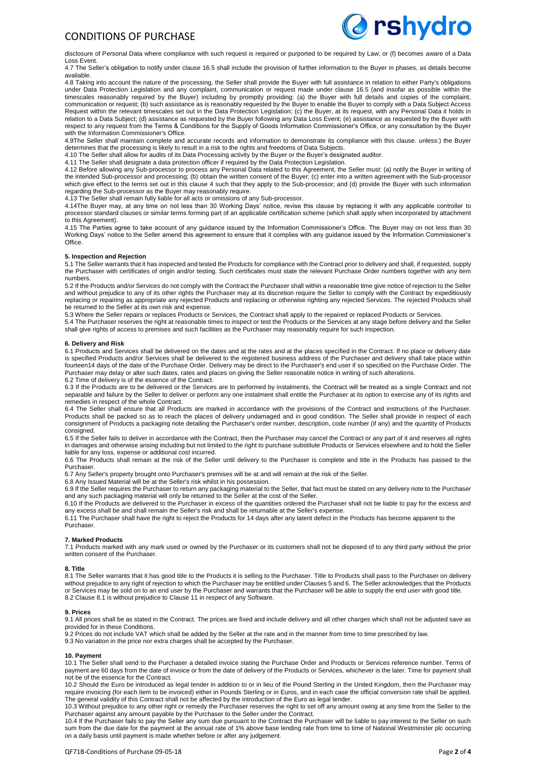disclosure of Personal Data where compliance with such request is required or purported to be required by Law; or (f) becomes aware of a Data Loss Event.

4.7 The Seller's obligation to notify under clause 16.5 shall include the provision of further information to the Buyer in phases, as details become available.

4.8 Taking into account the nature of the processing, the Seller shall provide the Buyer with full assistance in relation to either Party's obligations under Data Protection Legislation and any complaint, communication or request made under clause 16.5 (and insofar as possible within the timescales reasonably required by the Buyer) including by promptly providing: (a) the Buyer with full details and copies of the complaint, communication or request; (b) such assistance as is reasonably requested by the Buyer to enable the Buyer to comply with a Data Subject Access Request within the relevant timescales set out in the Data Protection Legislation; (c) the Buyer, at its request, with any Personal Data it holds in relation to a Data Subject; (d) assistance as requested by the Buyer following any Data Loss Event; (e) assistance as requested by the Buyer with respect to any request from the Terms & Conditions for the Supply of Goods Information Commissioner's Office, or any consultation by the Buyer with the Information Commissioner's Office.

4.9The Seller shall maintain complete and accurate records and information to demonstrate its compliance with this clause. unless:) the Buyer determines that the processing is likely to result in a risk to the rights and freedoms of Data Subjects.

4.10 The Seller shall allow for audits of its Data Processing activity by the Buyer or the Buyer's designated auditor.

4.11 The Seller shall designate a data protection officer if required by the Data Protection Legislation.

4.12 Before allowing any Sub-processor to process any Personal Data related to this Agreement, the Seller must: (a) notify the Buyer in writing of the intended Sub-processor and processing; (b) obtain the written consent of the Buyer; (c) enter into a written agreement with the Sub-processor which give effect to the terms set out in this clause 4 such that they apply to the Sub-processor; and (d) provide the Buyer with such information regarding the Sub-processor as the Buyer may reasonably require.

4.13 The Seller shall remain fully liable for all acts or omissions of any Sub-processor.

4.14The Buyer may, at any time on not less than 30 Working Days' notice, revise this clause by replacing it with any applicable controller to processor standard clauses or similar terms forming part of an applicable certification scheme (which shall apply when incorporated by attachment to this Agreement).

4.15 The Parties agree to take account of any guidance issued by the Information Commissioner's Office. The Buyer may on not less than 30 Working Days' notice to the Seller amend this agreement to ensure that it complies with any guidance issued by the Information Commissioner's Office.

**5. Inspection and Rejection**

5.1 The Seller warrants that it has inspected and tested the Products for compliance with the Contract prior to delivery and shall, if requested, supply the Purchaser with certificates of origin and/or testing. Such certificates must state the relevant Purchase Order numbers together with any item numbers.

5.2 If the Products and/or Services do not comply with the Contract the Purchaser shall within a reasonable time give notice of rejection to the Seller and without prejudice to any of its other rights the Purchaser may at its discretion require the Seller to comply with the Contract by expeditiously replacing or repairing as appropriate any rejected Products and replacing or otherwise righting any rejected Services. The rejected Products shall be returned to the Seller at its own risk and expense.

5.3 Where the Seller repairs or replaces Products or Services, the Contract shall apply to the repaired or replaced Products or Services.

5.4 The Purchaser reserves the right at reasonable times to inspect or test the Products or the Services at any stage before delivery and the Seller shall give rights of access to premises and such facilities as the Purchaser may reasonably require for such inspection.

**6. Delivery and Risk**

6.1 Products and Services shall be delivered on the dates and at the rates and at the places specified in the Contract. If no place or delivery date is specified Products and/or Services shall be delivered to the registered business address of the Purchaser and delivery shall take place within fourteen14 days of the date of the Purchase Order. Delivery may be direct to the Purchaser's end user if so specified on the Purchase Order. The Purchaser may delay or alter such dates, rates and places on giving the Seller reasonable notice in writing of such alterations.

6.2 Time of delivery is of the essence of the Contract.

6.3 If the Products are to be delivered or the Services are to performed by instalments, the Contract will be treated as a single Contract and not separable and failure by the Seller to deliver or perform any one instalment shall entitle the Purchaser at its option to exercise any of its rights and remedies in respect of the whole Contract.

6.4 The Seller shall ensure that all Products are marked in accordance with the provisions of the Contract and instructions of the Purchaser. Products shall be packed so as to reach the places of delivery undamaged and in good condition. The Seller shall provide in respect of each consignment of Products a packaging note detailing the Purchaser's order number, description, code number (if any) and the quantity of Products consigned.

6.5 If the Seller fails to deliver in accordance with the Contract, then the Purchaser may cancel the Contract or any part of it and reserves all rights in damages and otherwise arising including but not limited to the right to purchase substitute Products or Services elsewhere and to hold the Seller liable for any loss, expense or additional cost incurred.

6.6 The Products shall remain at the risk of the Seller until delivery to the Purchaser is complete and title in the Products has passed to the Purchaser.

6.7 Any Seller's property brought onto Purchaser's premises will be at and will remain at the risk of the Seller.

6.8 Any Issued Material will be at the Seller's risk whilst in his possession.

6.9 If the Seller requires the Purchaser to return any packaging material to the Seller, that fact must be stated on any delivery note to the Purchaser and any such packaging material will only be returned to the Seller at the cost of the Seller.

6.10 If the Products are delivered to the Purchaser in excess of the quantities ordered the Purchaser shall not be liable to pay for the excess and any excess shall be and shall remain the Seller's risk and shall be returnable at the Seller's expense.

6.11 The Purchaser shall have the right to reject the Products for 14 days after any latent defect in the Products has become apparent to the Purchaser.

**7. Marked Products**

7.1 Products marked with any mark used or owned by the Purchaser or its customers shall not be disposed of to any third party without the prior written consent of the Purchaser.

**8. Title**

8.1 The Seller warrants that it has good title to the Products it is selling to the Purchaser. Title to Products shall pass to the Purchaser on delivery without prejudice to any right of rejection to which the Purchaser may be entitled under Clauses 5 and 6. The Seller acknowledges that the Products or Services may be sold on to an end user by the Purchaser and warrants that the Purchaser will be able to supply the end user with good title.

8.2 Clause 8.1 is without prejudice to Clause 11 in respect of any Software.

**9. Prices**

9.1 All prices shall be as stated in the Contract. The prices are fixed and include delivery and all other charges which shall not be adjusted save as provided for in these Conditions.

9.2 Prices do not include VAT which shall be added by the Seller at the rate and in the manner from time to time prescribed by law.

9.3 No variation in the price nor extra charges shall be accepted by the Purchaser.

**10. Payment**

10.1 The Seller shall send to the Purchaser a detailed invoice stating the Purchase Order and Products or Services reference number. Terms of payment are 60 days from the date of invoice or from the date of delivery of the Products or Services, whichever is the later. Time for payment shall not be of the essence for the Contract.

10.2 Should the Euro be introduced as legal tender in addition to or in lieu of the Pound Sterling in the United Kingdom, then the Purchaser may require invoicing (for each item to be invoiced) either in Pounds Sterling or in Euros, and in each case the official conversion rate shall be applied. The general validity of this Contract shall not be affected by the introduction of the Euro as legal tender.

10.3 Without prejudice to any other right or remedy the Purchaser reserves the right to set off any amount owing at any time from the Seller to the Purchaser against any amount payable by the Purchaser to the Seller under the Contract.

10.4 If the Purchaser fails to pay the Seller any sum due pursuant to the Contract the Purchaser will be liable to pay interest to the Seller on such sum from the due date for the payment at the annual rate of 1% above base lending rate from time to time of National Westminster plc occurring on a daily basis until payment is made whether before or after any judgement.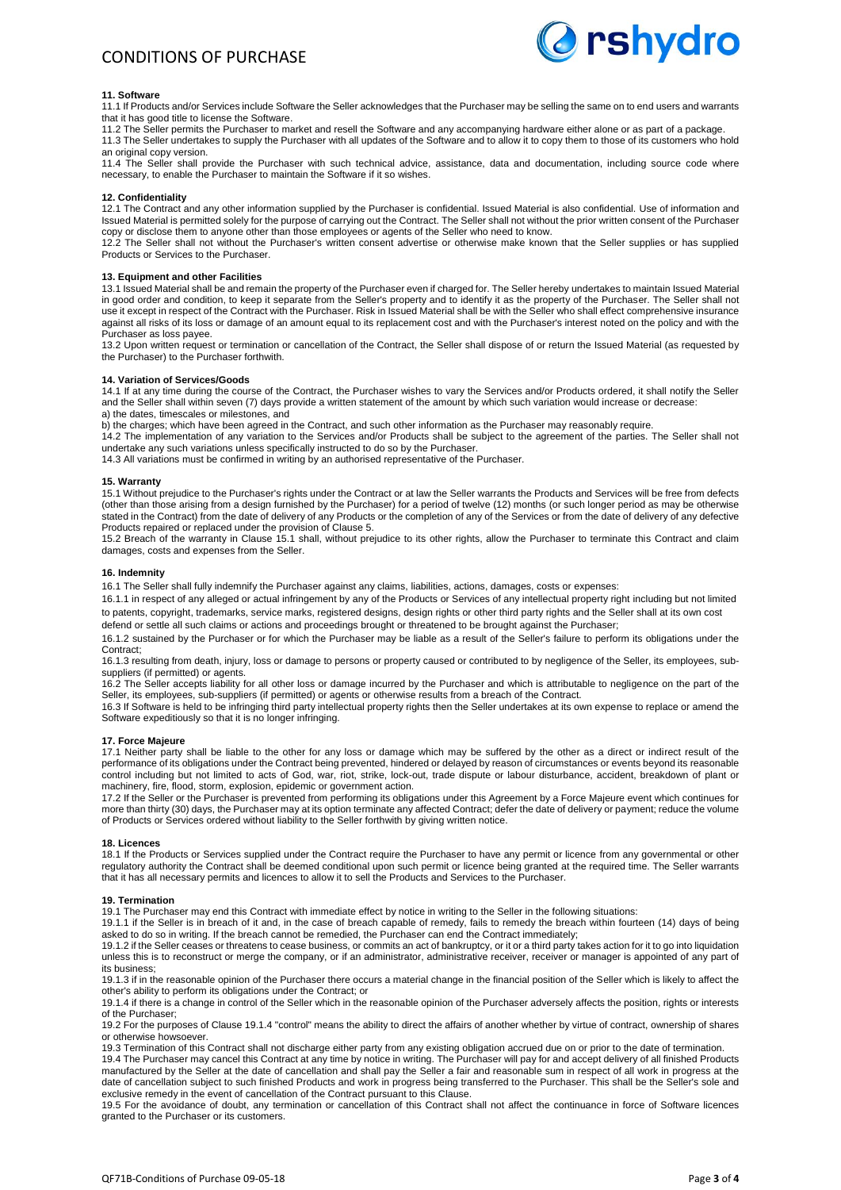### 11. Software

11.1 If Products and/or Services include Software the Seller acknowledges that the Purchaser may be selling the same on to end users and warrants that it has good title to license the Software.

11.2 The Seller permits the Purchaser to market and resell the Software and any accompanying hardware either alone or as part of a package.

11.3 The Seller undertakes to supply the Purchaser with all updates of the Software and to allow it to copy them to those of its customers who hold an original copy version.

11.4 The Seller shall provide the Purchaser with such technical advice, assistance, data and documentation, including source code where necessary, to enable the Purchaser to maintain the Software if it so wishes.

### 12. Confidentiality

12.1 The Contract and any other information supplied by the Purchaser is confidential. Issued Material is also confidential. Use of information and Issued Material is permitted solely for the purpose of carrying out the Contract. The Seller shall not without the prior written consent of the Purchaser copy or disclose them to anyone other than those employees or agents of the Seller who need to know.

12.2 The Seller shall not without the Purchaser's written consent advertise or otherwise make known that the Seller supplies or has supplied Products or Services to the Purchaser.

### 13. Equipment and other Facilities

13.1 Issued Material shall be and remain the property of the Purchaser even if charged for. The Seller hereby undertakes to maintain Issued Material in good order and condition, to keep it separate from the Seller's property and to identify it as the property of the Purchaser. The Seller shall not use it except in respect of the Contract with the Purchaser. Risk in Issued Material shall be with the Seller who shall effect comprehensive insurance against all risks of its loss or damage of an amount equal to its replacement cost and with the Purchaser's interest noted on the policy and with the Purchaser as loss payee.

13.2 Upon written request or termination or cancellation of the Contract, the Seller shall dispose of or return the Issued Material (as requested by the Purchaser) to the Purchaser forthwith.

### 14. Variation of Services/Goods

14.1 If at any time during the course of the Contract, the Purchaser wishes to vary the Services and/or Products ordered, it shall notify the Seller and the Seller shall within seven (7) days provide a written statement of the amount by which such variation would increase or decrease:

a) the dates, timescales or milestones, and

b) the charges; which have been agreed in the Contract, and such other information as the Purchaser may reasonably require.

14.2 The implementation of any variation to the Services and/or Products shall be subject to the agreement of the parties. The Seller shall not undertake any such variations unless specifically instructed to do so by the Purchaser.

14.3 All variations must be confirmed in writing by an authorised representative of the Purchaser.

### 15. Warranty

15.1 Without prejudice to the Purchaser's rights under the Contract or at law the Seller warrants the Products and Services will be free from defects (other than those arising from a design furnished by the Purchaser) for a period of twelve (12) months (or such longer period as may be otherwise stated in the Contract) from the date of delivery of any Products or the completion of any of the Services or from the date of delivery of any defective Products repaired or replaced under the provision of Clause 5.

15.2 Breach of the warranty in Clause 15.1 shall, without prejudice to its other rights, allow the Purchaser to terminate this Contract and claim damages, costs and expenses from the Seller.

### 16. Indemnity

16.1 The Seller shall fully indemnify the Purchaser against any claims, liabilities, actions, damages, costs or expenses:

16.1.1 in respect of any alleged or actual infringement by any of the Products or Services of any intellectual property right including but not limited to patents, copyright, trademarks, service marks, registered designs, design rights or other third party rights and the Seller shall at its own cost defend or settle all such claims or actions and proceedings brought or threatened to be brought against the Purchaser;

16.1.2 sustained by the Purchaser or for which the Purchaser may be liable as a result of the Seller's failure to perform its obligations under the Contract;

16.1.3 resulting from death, injury, loss or damage to persons or property caused or contributed to by negligence of the Seller, its employees, sub-suppliers (if permitted) or agents.

16.2 The Seller accepts liability for all other loss or damage incurred by the Purchaser and which is attributable to negligence on the part of the Seller, its employees, sub-suppliers (if permitted) or agents or otherwise results from a breach of the Contract.

16.3 If Software is held to be infringing third party intellectual property rights then the Seller undertakes at its own expense to replace or amend the Software expeditiously so that it is no longer infringing.

### 17. Force Majeure

17.1 Neither party shall be liable to the other for any loss or damage which may be suffered by the other as a direct or indirect result of the performance of its obligations under the Contract being prevented, hindered or delayed by reason of circumstances or events beyond its reasonable control including but not limited to acts of God, war, riot, strike, lock-out, trade dispute or labour disturbance, accident, breakdown of plant or machinery, fire, flood, storm, explosion, epidemic or government action.

17.2 If the Seller or the Purchaser is prevented from performing its obligations under this Agreement by a Force Majeure event which continues for more than thirty (30) days, the Purchaser may at its option terminate any affected Contract; defer the date of delivery or payment; reduce the volume of Products or Services ordered without liability to the Seller forthwith by giving written notice.

### 18. Licences

18.1 If the Products or Services supplied under the Contract require the Purchaser to have any permit or licence from any governmental or other regulatory authority the Contract shall be deemed conditional upon such permit or licence being granted at the required time. The Seller warrants that it has all necessary permits and licences to allow it to sell the Products and Services to the Purchaser.

### 19. Termination

19.1 The Purchaser may end this Contract with immediate effect by notice in writing to the Seller in the following situations:

19.1.1 if the Seller is in breach of it and, in the case of breach capable of remedy, fails to remedy the breach within fourteen (14) days of being asked to do so in writing. If the breach cannot be remedied, the Purchaser can end the Contract immediately;

19.1.2 if the Seller ceases or threatens to cease business, or commits an act of bankruptcy, or it or a third party takes action for it to go into liquidation unless this is to reconstruct or merge the company, or if an administrator, administrative receiver, receiver or manager is appointed of any part of its business;

19.1.3 if in the reasonable opinion of the Purchaser there occurs a material change in the financial position of the Seller which is likely to affect the other's ability to perform its obligations under the Contract; or

19.1.4 if there is a change in control of the Seller which in the reasonable opinion of the Purchaser adversely affects the position, rights or interests of the Purchaser;

19.2 For the purposes of Clause 19.1.4 "control" means the ability to direct the affairs of another whether by virtue of contract, ownership of shares or otherwise howsoever.

19.3 Termination of this Contract shall not discharge either party from any existing obligation accrued due on or prior to the date of termination.

19.4 The Purchaser may cancel this Contract at any time by notice in writing. The Purchaser will pay for and accept delivery of all finished Products manufactured by the Seller at the date of cancellation and shall pay the Seller a fair and reasonable sum in respect of all work in progress at the date of cancellation subject to such finished Products and work in progress being transferred to the Purchaser. This shall be the Seller's sole and exclusive remedy in the event of cancellation of the Contract pursuant to this Clause.

19.5 For the avoidance of doubt, any termination or cancellation of this Contract shall not affect the continuance in force of Software licences granted to the Purchaser or its customers.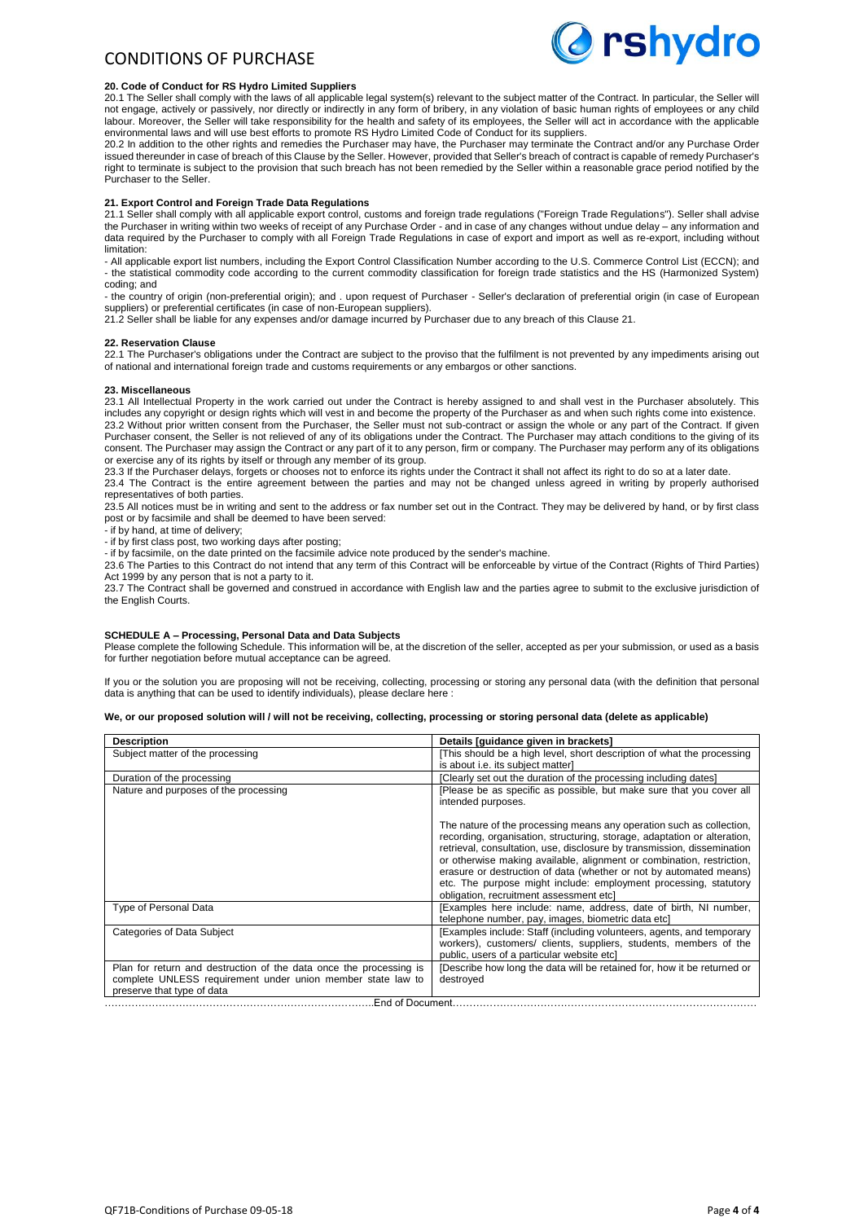# CONDITIONS OF PURCHASE

### 20. Code of Conduct for RS Hydro Limited Suppliers

20.1 The Seller shall comply with the laws of all applicable legal system(s) relevant to the subject matter of the Contract. In particular, the Seller will not engage, actively or passively, nor directly or indirectly in any form of bribery, in any violation of basic human rights of employees or any child labour. Moreover, the Seller will take responsibility for the health and safety of its employees, the Seller will act in accordance with the applicable environmental laws and will use best efforts to promote RS Hydro Limited Code of Conduct for its suppliers.

20.2 In addition to the other rights and remedies the Purchaser may have, the Purchaser may terminate the Contract and/or any Purchase Order issued thereunder in case of breach of this Clause by the Seller. However, provided that Seller's breach of contract is capable of remedy Purchaser's right to terminate is subject to the provision that such breach has not been remedied by the Seller within a reasonable grace period notified by the Purchaser to the Seller.

### 21. Export Control and Foreign Trade Data Regulations

21.1 Seller shall comply with all applicable export control, customs and foreign trade regulations ("Foreign Trade Regulations"). Seller shall advise the Purchaser in writing within two weeks of receipt of any Purchase Order - and in case of any changes without undue delay – any information and data required by the Purchaser to comply with all Foreign Trade Regulations in case of export and import as well as re-export, including without limitation:

- All applicable export list numbers, including the Export Control Classification Number according to the U.S. Commerce Control List (ECCN); and
- the statistical commodity code according to the current commodity classification for foreign trade statistics and the HS (Harmonized System) coding; and
- the country of origin (non-preferential origin); and . upon request of Purchaser - Seller's declaration of preferential origin (in case of European suppliers) or preferential certificates (in case of non-European suppliers).

21.2 Seller shall be liable for any expenses and/or damage incurred by Purchaser due to any breach of this Clause 21.

### 22. Reservation Clause

22.1 The Purchaser's obligations under the Contract are subject to the proviso that the fulfilment is not prevented by any impediments arising out of national and international foreign trade and customs requirements or any embargos or other sanctions.

### 23. Miscellaneous

23.1 All Intellectual Property in the work carried out under the Contract is hereby assigned to and shall vest in the Purchaser absolutely. This includes any copyright or design rights which will vest in and become the property of the Purchaser as and when such rights come into existence.

23.2 Without prior written consent from the Purchaser, the Seller must not sub-contract or assign the whole or any part of the Contract. If given Purchaser consent, the Seller is not relieved of any of its obligations under the Contract. The Purchaser may attach conditions to the giving of its consent. The Purchaser may assign the Contract or any part of it to any person, firm or company. The Purchaser may perform any of its obligations or exercise any of its rights by itself or through any member of its group.

23.3 If the Purchaser delays, forgets or chooses not to enforce its rights under the Contract it shall not affect its right to do so at a later date.

23.4 The Contract is the entire agreement between the parties and may not be changed unless agreed in writing by properly authorised representatives of both parties.

23.5 All notices must be in writing and sent to the address or fax number set out in the Contract. They may be delivered by hand, or by first class post or by facsimile and shall be deemed to have been served:

- if by hand, at time of delivery;
- if by first class post, two working days after posting;
- if by facsimile, on the date printed on the facsimile advice note produced by the sender's machine.

23.6 The Parties to this Contract do not intend that any term of this Contract will be enforceable by virtue of the Contract (Rights of Third Parties) Act 1999 by any person that is not a party to it.

23.7 The Contract shall be governed and construed in accordance with English law and the parties agree to submit to the exclusive jurisdiction of the English Courts.

### SCHEDULE A – Processing, Personal Data and Data Subjects

Please complete the following Schedule. This information will be, at the discretion of the seller, accepted as per your submission, or used as a basis for further negotiation before mutual acceptance can be agreed.

If you or the solution you are proposing will not be receiving, collecting, processing or storing any personal data (with the definition that personal data is anything that can be used to identify individuals), please declare here :

**We, or our proposed solution will / will not be receiving, collecting, processing or storing personal data (delete as applicable)**

| Description | Details [guidance given in brackets] |
|---|---|
| Subject matter of the processing | [This should be a high level, short description of what the processing is about i.e. its subject matter] |
| Duration of the processing | [Clearly set out the duration of the processing including dates] |
| Nature and purposes of the processing | [Please be as specific as possible, but make sure that you cover all intended purposes.<br><br>The nature of the processing means any operation such as collection, recording, organisation, structuring, storage, adaptation or alteration, retrieval, consultation, use, disclosure by transmission, dissemination or otherwise making available, alignment or combination, restriction, erasure or destruction of data (whether or not by automated means) etc. The purpose might include: employment processing, statutory obligation, recruitment assessment etc] |
| Type of Personal Data | [Examples here include: name, address, date of birth, NI number, telephone number, pay, images, biometric data etc] |
| Categories of Data Subject | [Examples include: Staff (including volunteers, agents, and temporary workers), customers/ clients, suppliers, students, members of the public, users of a particular website etc] |
| Plan for return and destruction of the data once the processing is complete UNLESS requirement under union member state law to preserve that type of data | [Describe how long the data will be retained for, how it be returned or destroyed |

…………………………………………………………………..End of Document……………………………………………………………………………